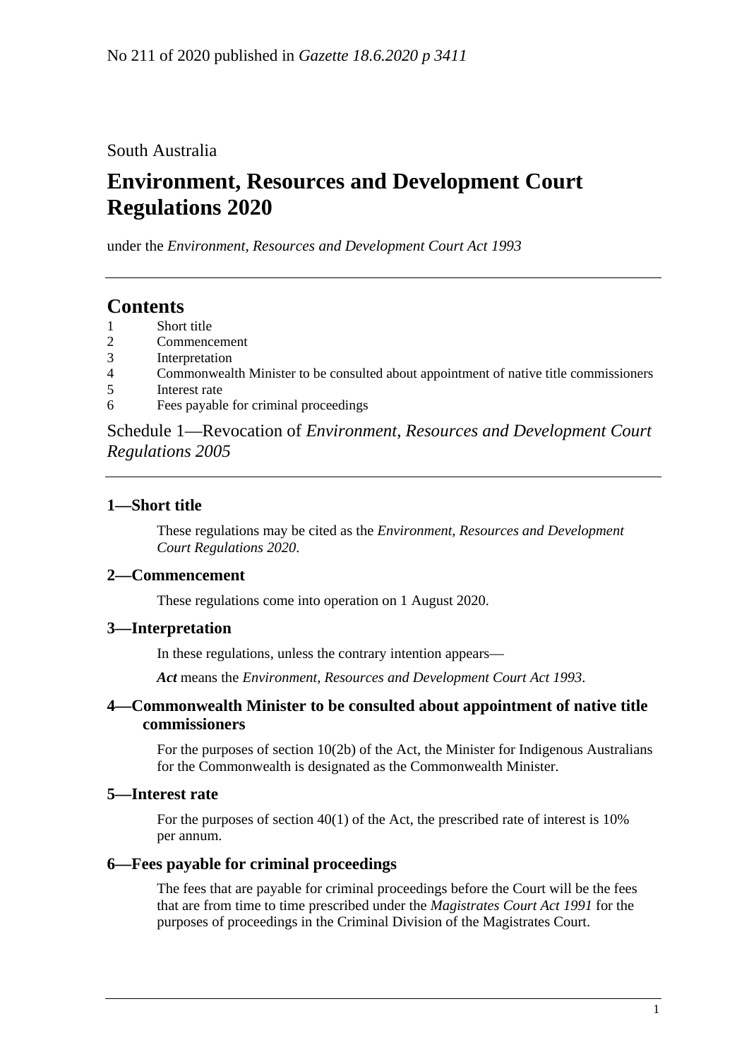No 211 of 2020 published in *Gazette 18.6.2020 p 3411*

South Australia

# Environment, Resources and Development Court Regulations 2020

under the *Environment, Resources and Development Court Act 1993*

## Contents

1 Short title
2 Commencement
3 Interpretation
4 Commonwealth Minister to be consulted about appointment of native title commissioners
5 Interest rate
6 Fees payable for criminal proceedings

Schedule 1—Revocation of *Environment, Resources and Development Court Regulations 2005*

### 1—Short title

These regulations may be cited as the *Environment, Resources and Development Court Regulations 2020*.

### 2—Commencement

These regulations come into operation on 1 August 2020.

### 3—Interpretation

In these regulations, unless the contrary intention appears—

***Act*** means the *Environment, Resources and Development Court Act 1993*.

### 4—Commonwealth Minister to be consulted about appointment of native title commissioners

For the purposes of section 10(2b) of the Act, the Minister for Indigenous Australians for the Commonwealth is designated as the Commonwealth Minister.

### 5—Interest rate

For the purposes of section 40(1) of the Act, the prescribed rate of interest is 10% per annum.

### 6—Fees payable for criminal proceedings

The fees that are payable for criminal proceedings before the Court will be the fees that are from time to time prescribed under the *Magistrates Court Act 1991* for the purposes of proceedings in the Criminal Division of the Magistrates Court.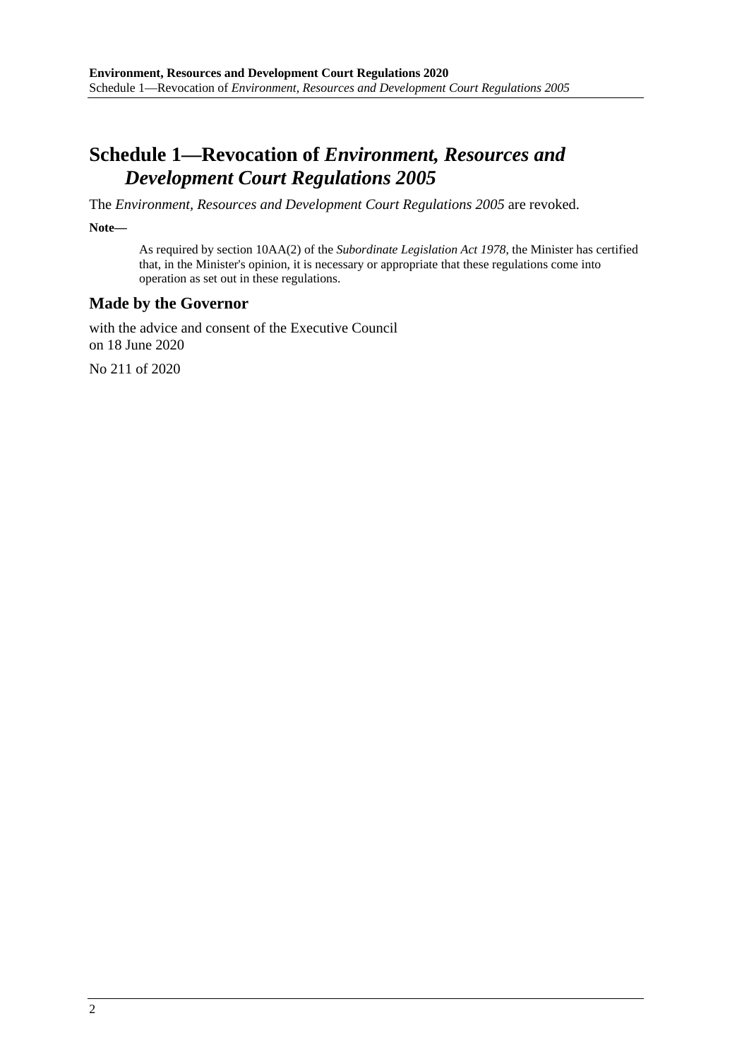# Schedule 1—Revocation of *Environment, Resources and Development Court Regulations 2005*

The *Environment, Resources and Development Court Regulations 2005* are revoked.

**Note—**

> As required by section 10AA(2) of the *Subordinate Legislation Act 1978*, the Minister has certified that, in the Minister's opinion, it is necessary or appropriate that these regulations come into operation as set out in these regulations.

## Made by the Governor

with the advice and consent of the Executive Council
on 18 June 2020

No 211 of 2020